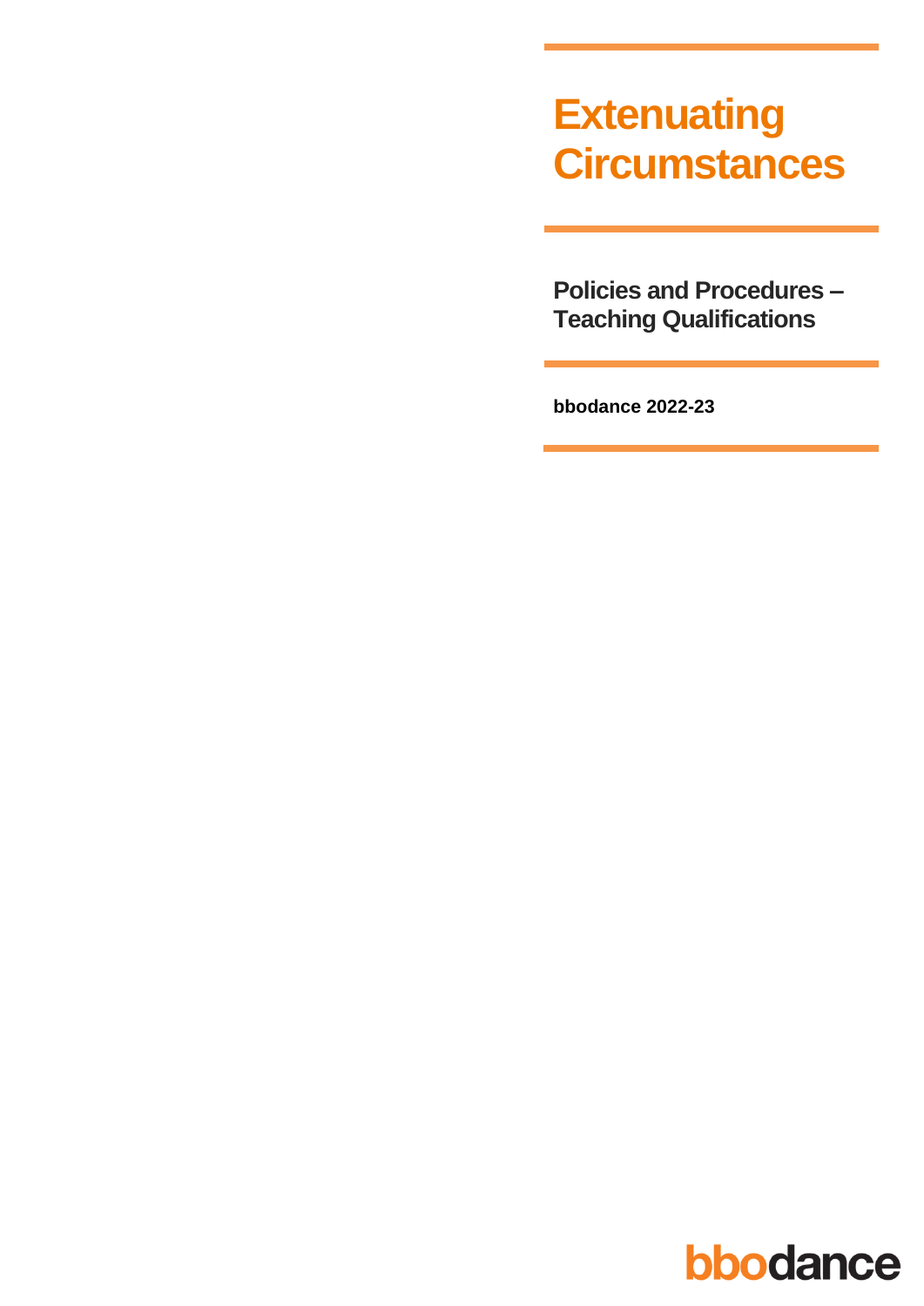# Extenuating Circumstances

## Policies and Procedures – Teaching Qualifications

**bbodance 2022-23**

bbodance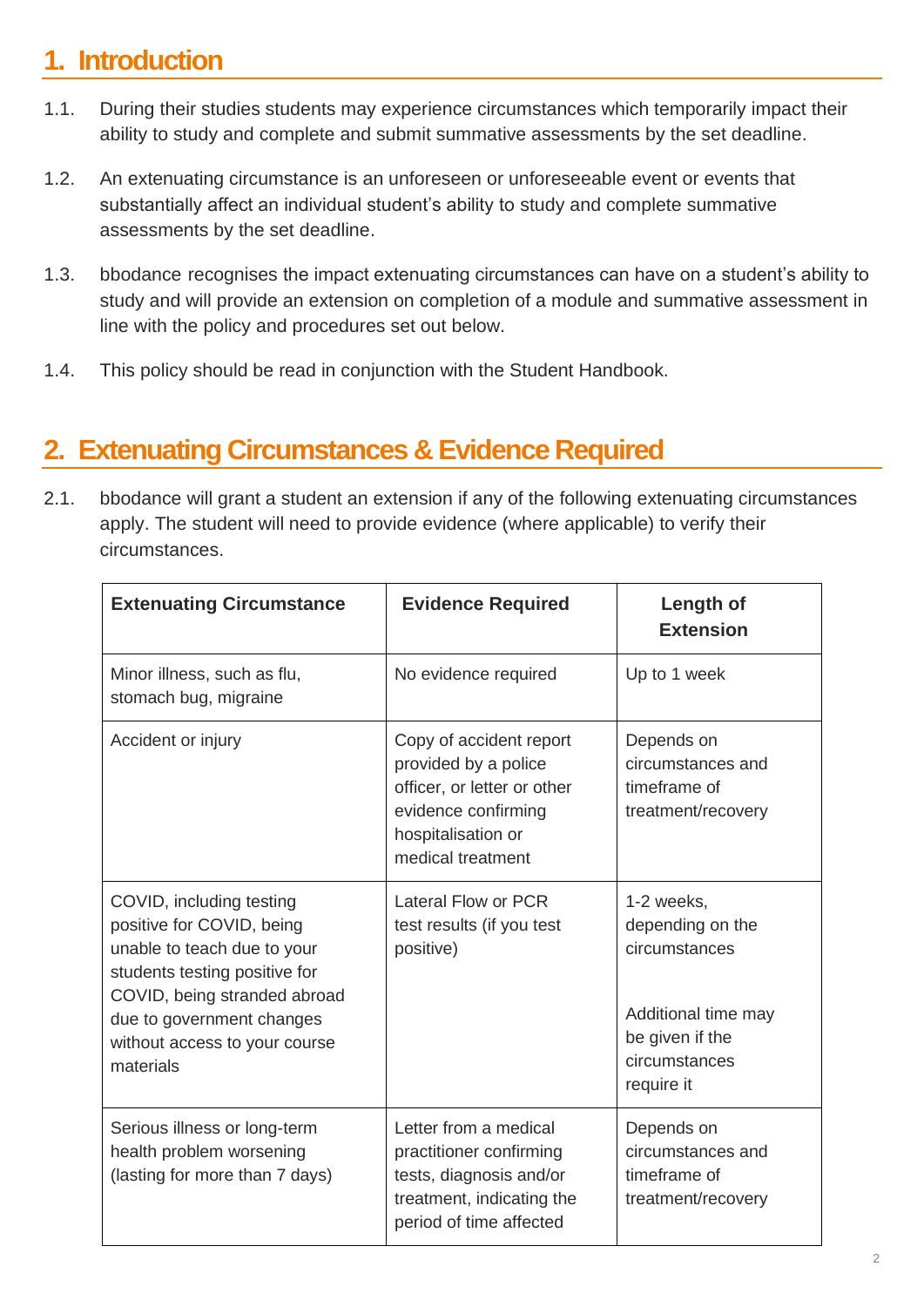## 1. Introduction

1.1. During their studies students may experience circumstances which temporarily impact their ability to study and complete and submit summative assessments by the set deadline.

1.2. An extenuating circumstance is an unforeseen or unforeseeable event or events that substantially affect an individual student's ability to study and complete summative assessments by the set deadline.

1.3. bbodance recognises the impact extenuating circumstances can have on a student's ability to study and will provide an extension on completion of a module and summative assessment in line with the policy and procedures set out below.

1.4. This policy should be read in conjunction with the Student Handbook.

## 2. Extenuating Circumstances & Evidence Required

2.1. bbodance will grant a student an extension if any of the following extenuating circumstances apply. The student will need to provide evidence (where applicable) to verify their circumstances.

| Extenuating Circumstance | Evidence Required | Length of Extension |
| --- | --- | --- |
| Minor illness, such as flu, stomach bug, migraine | No evidence required | Up to 1 week |
| Accident or injury | Copy of accident report provided by a police officer, or letter or other evidence confirming hospitalisation or medical treatment | Depends on circumstances and timeframe of treatment/recovery |
| COVID, including testing positive for COVID, being unable to teach due to your students testing positive for COVID, being stranded abroad due to government changes without access to your course materials | Lateral Flow or PCR test results (if you test positive) | 1-2 weeks, depending on the circumstances<br><br>Additional time may be given if the circumstances require it |
| Serious illness or long-term health problem worsening (lasting for more than 7 days) | Letter from a medical practitioner confirming tests, diagnosis and/or treatment, indicating the period of time affected | Depends on circumstances and timeframe of treatment/recovery |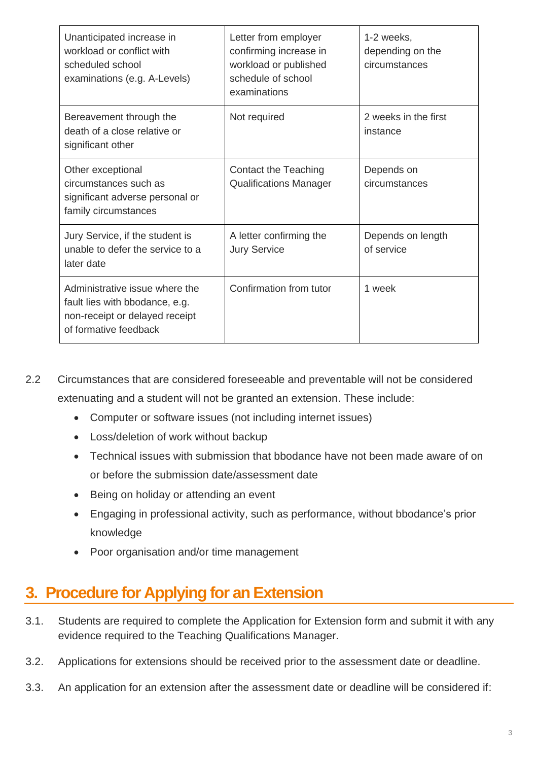| | | |
|---|---|---|
| Unanticipated increase in workload or conflict with scheduled school examinations (e.g. A-Levels) | Letter from employer confirming increase in workload or published schedule of school examinations | 1-2 weeks, depending on the circumstances |
| Bereavement through the death of a close relative or significant other | Not required | 2 weeks in the first instance |
| Other exceptional circumstances such as significant adverse personal or family circumstances | Contact the Teaching Qualifications Manager | Depends on circumstances |
| Jury Service, if the student is unable to defer the service to a later date | A letter confirming the Jury Service | Depends on length of service |
| Administrative issue where the fault lies with bbodance, e.g. non-receipt or delayed receipt of formative feedback | Confirmation from tutor | 1 week |

2.2 Circumstances that are considered foreseeable and preventable will not be considered extenuating and a student will not be granted an extension. These include:

- Computer or software issues (not including internet issues)
- Loss/deletion of work without backup
- Technical issues with submission that bbodance have not been made aware of on or before the submission date/assessment date
- Being on holiday or attending an event
- Engaging in professional activity, such as performance, without bbodance's prior knowledge
- Poor organisation and/or time management

## 3. Procedure for Applying for an Extension

3.1. Students are required to complete the Application for Extension form and submit it with any evidence required to the Teaching Qualifications Manager.

3.2. Applications for extensions should be received prior to the assessment date or deadline.

3.3. An application for an extension after the assessment date or deadline will be considered if: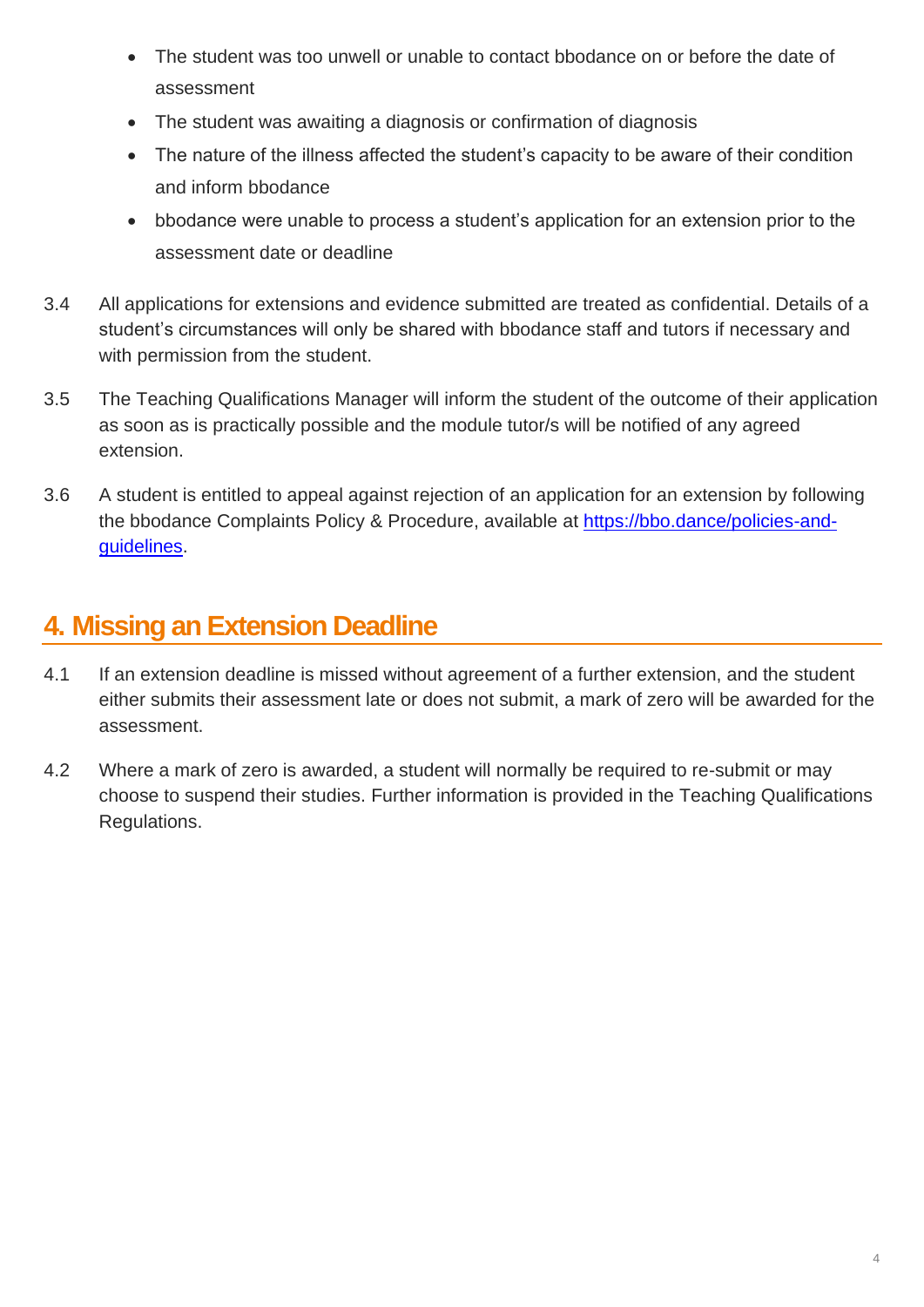- The student was too unwell or unable to contact bbodance on or before the date of assessment
- The student was awaiting a diagnosis or confirmation of diagnosis
- The nature of the illness affected the student's capacity to be aware of their condition and inform bbodance
- bbodance were unable to process a student's application for an extension prior to the assessment date or deadline

3.4 All applications for extensions and evidence submitted are treated as confidential. Details of a student's circumstances will only be shared with bbodance staff and tutors if necessary and with permission from the student.

3.5 The Teaching Qualifications Manager will inform the student of the outcome of their application as soon as is practically possible and the module tutor/s will be notified of any agreed extension.

3.6 A student is entitled to appeal against rejection of an application for an extension by following the bbodance Complaints Policy & Procedure, available at [https://bbo.dance/policies-and-guidelines](https://bbo.dance/policies-and-guidelines).

## 4. Missing an Extension Deadline

4.1 If an extension deadline is missed without agreement of a further extension, and the student either submits their assessment late or does not submit, a mark of zero will be awarded for the assessment.

4.2 Where a mark of zero is awarded, a student will normally be required to re-submit or may choose to suspend their studies. Further information is provided in the Teaching Qualifications Regulations.